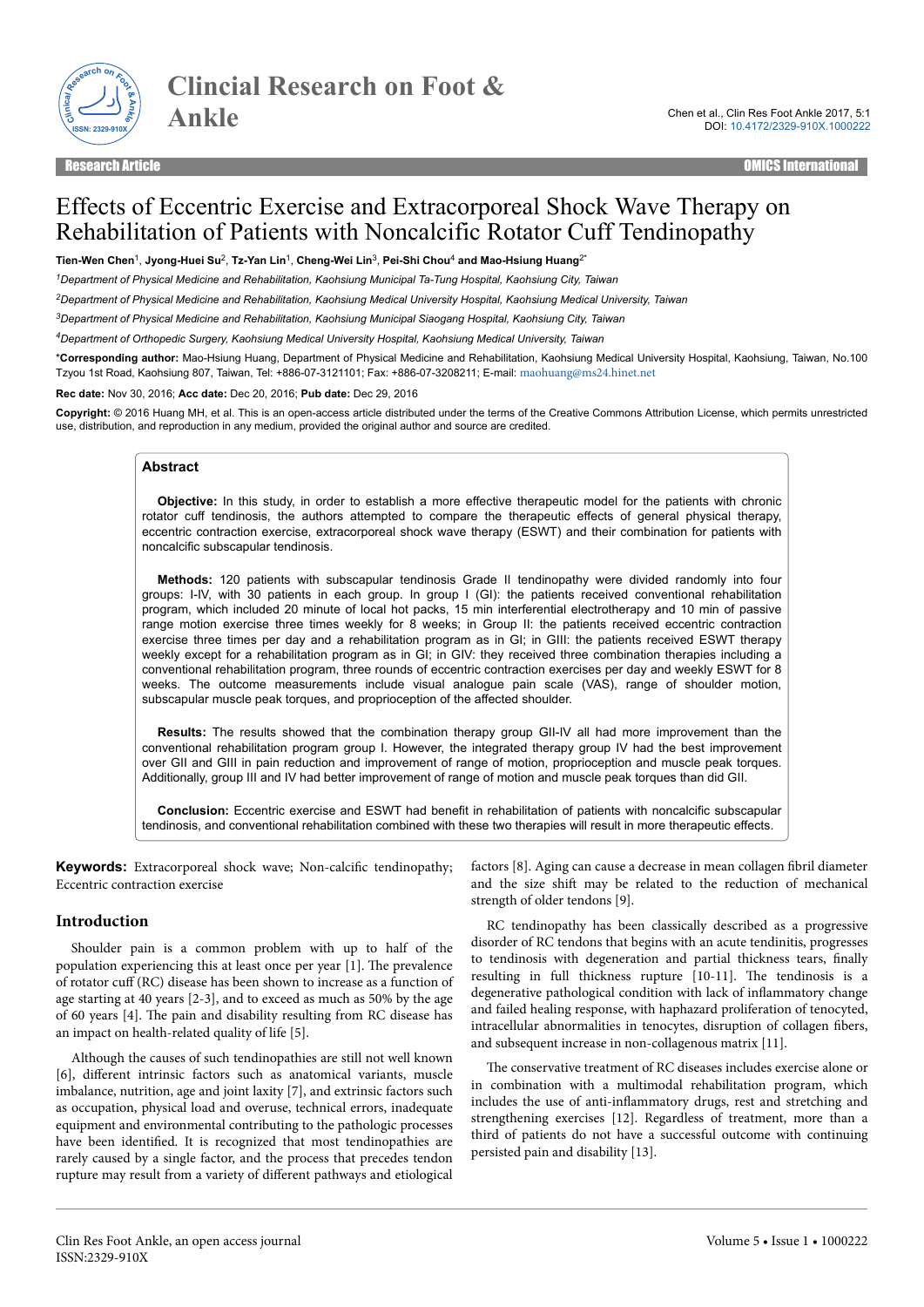# Effects of Eccentric Exercise and Extracorporeal Shock Wave Therapy on Rehabilitation of Patients with Noncalcific Rotator Cuff Tendinopathy

**Tien-Wen Chen**[1], **Jyong-Huei Su**[2], **Tz-Yan Lin**[1], **Cheng-Wei Lin**[3], **Pei-Shi Chou**[4] **and Mao-Hsiung Huang**[2*]

[1]*Department of Physical Medicine and Rehabilitation, Kaohsiung Municipal Ta-Tung Hospital, Kaohsiung City, Taiwan*

[2]*Department of Physical Medicine and Rehabilitation, Kaohsiung Medical University Hospital, Kaohsiung Medical University, Taiwan*

[3]*Department of Physical Medicine and Rehabilitation, Kaohsiung Municipal Siaogang Hospital, Kaohsiung City, Taiwan*

[4]*Department of Orthopedic Surgery, Kaohsiung Medical University Hospital, Kaohsiung Medical University, Taiwan*

\***Corresponding author:** Mao-Hsiung Huang, Department of Physical Medicine and Rehabilitation, Kaohsiung Medical University Hospital, Kaohsiung, Taiwan, No.100 Tzyou 1st Road, Kaohsiung 807, Taiwan, Tel: +886-07-3121101; Fax: +886-07-3208211; E-mail: maohuang@ms24.hinet.net

**Rec date:** Nov 30, 2016; **Acc date:** Dec 20, 2016; **Pub date:** Dec 29, 2016

**Copyright:** © 2016 Huang MH, et al. This is an open-access article distributed under the terms of the Creative Commons Attribution License, which permits unrestricted use, distribution, and reproduction in any medium, provided the original author and source are credited.

## Abstract

**Objective:** In this study, in order to establish a more effective therapeutic model for the patients with chronic rotator cuff tendinosis, the authors attempted to compare the therapeutic effects of general physical therapy, eccentric contraction exercise, extracorporeal shock wave therapy (ESWT) and their combination for patients with noncalcific subscapular tendinosis.

**Methods:** 120 patients with subscapular tendinosis Grade II tendinopathy were divided randomly into four groups: I-IV, with 30 patients in each group. In group I (GI): the patients received conventional rehabilitation program, which included 20 minute of local hot packs, 15 min interferential electrotherapy and 10 min of passive range motion exercise three times weekly for 8 weeks; in Group II: the patients received eccentric contraction exercise three times per day and a rehabilitation program as in GI; in GIII: the patients received ESWT therapy weekly except for a rehabilitation program as in GI; in GIV: they received three combination therapies including a conventional rehabilitation program, three rounds of eccentric contraction exercises per day and weekly ESWT for 8 weeks. The outcome measurements include visual analogue pain scale (VAS), range of shoulder motion, subscapular muscle peak torques, and proprioception of the affected shoulder.

**Results:** The results showed that the combination therapy group GII-IV all had more improvement than the conventional rehabilitation program group I. However, the integrated therapy group IV had the best improvement over GII and GIII in pain reduction and improvement of range of motion, proprioception and muscle peak torques. Additionally, group III and IV had better improvement of range of motion and muscle peak torques than did GII.

**Conclusion:** Eccentric exercise and ESWT had benefit in rehabilitation of patients with noncalcific subscapular tendinosis, and conventional rehabilitation combined with these two therapies will result in more therapeutic effects.

**Keywords:** Extracorporeal shock wave; Non-calcific tendinopathy; Eccentric contraction exercise

## Introduction

Shoulder pain is a common problem with up to half of the population experiencing this at least once per year [1]. The prevalence of rotator cuff (RC) disease has been shown to increase as a function of age starting at 40 years [2-3], and to exceed as much as 50% by the age of 60 years [4]. The pain and disability resulting from RC disease has an impact on health-related quality of life [5].

Although the causes of such tendinopathies are still not well known [6], different intrinsic factors such as anatomical variants, muscle imbalance, nutrition, age and joint laxity [7], and extrinsic factors such as occupation, physical load and overuse, technical errors, inadequate equipment and environmental contributing to the pathologic processes have been identified. It is recognized that most tendinopathies are rarely caused by a single factor, and the process that precedes tendon rupture may result from a variety of different pathways and etiological factors [8]. Aging can cause a decrease in mean collagen fibril diameter and the size shift may be related to the reduction of mechanical strength of older tendons [9].

RC tendinopathy has been classically described as a progressive disorder of RC tendons that begins with an acute tendinitis, progresses to tendinosis with degeneration and partial thickness tears, finally resulting in full thickness rupture [10-11]. The tendinosis is a degenerative pathological condition with lack of inflammatory change and failed healing response, with haphazard proliferation of tenocyted, intracellular abnormalities in tenocytes, disruption of collagen fibers, and subsequent increase in non-collagenous matrix [11].

The conservative treatment of RC diseases includes exercise alone or in combination with a multimodal rehabilitation program, which includes the use of anti-inflammatory drugs, rest and stretching and strengthening exercises [12]. Regardless of treatment, more than a third of patients do not have a successful outcome with continuing persisted pain and disability [13].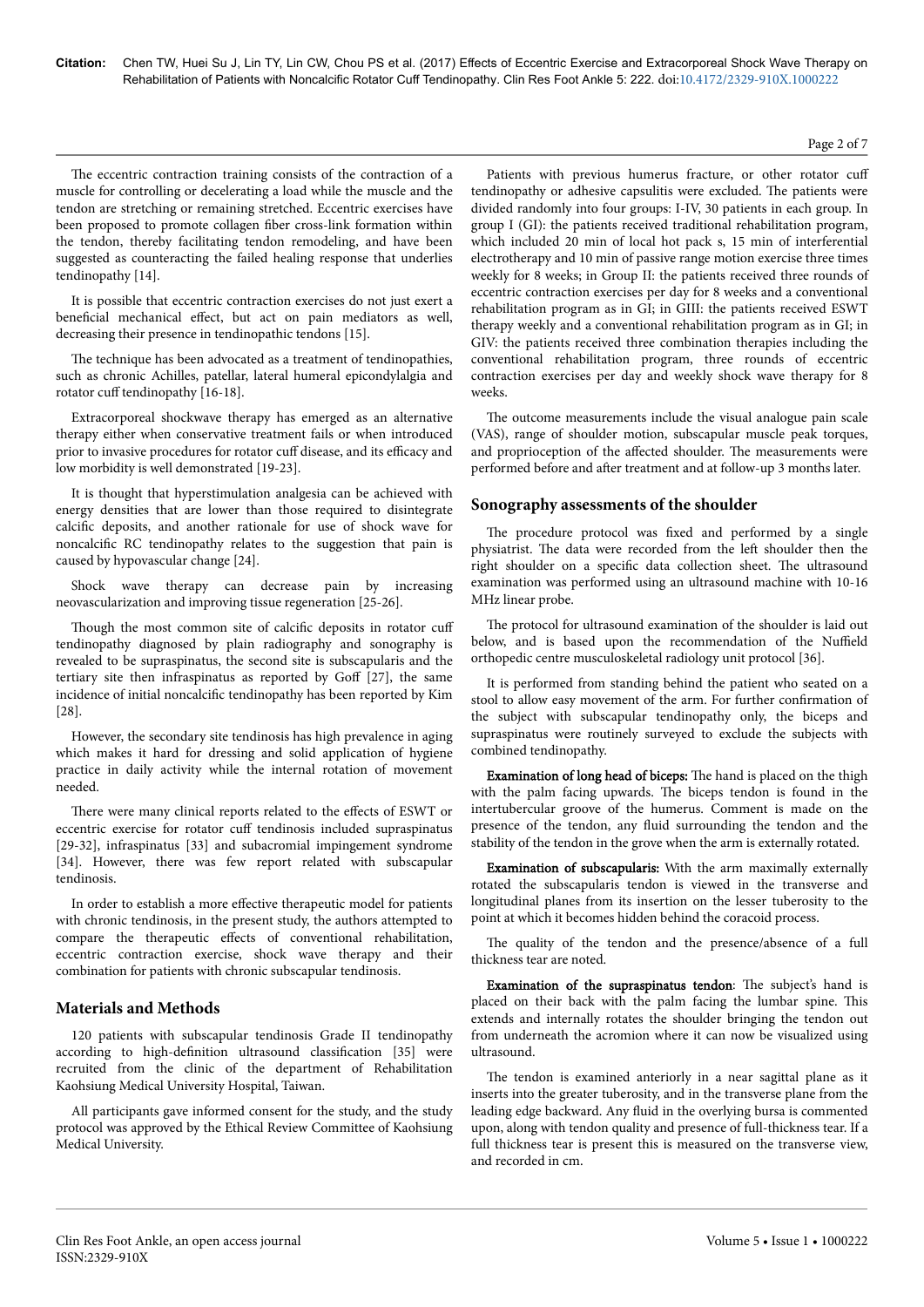The eccentric contraction training consists of the contraction of a muscle for controlling or decelerating a load while the muscle and the tendon are stretching or remaining stretched. Eccentric exercises have been proposed to promote collagen fiber cross-link formation within the tendon, thereby facilitating tendon remodeling, and have been suggested as counteracting the failed healing response that underlies tendinopathy [14].

It is possible that eccentric contraction exercises do not just exert a beneficial mechanical effect, but act on pain mediators as well, decreasing their presence in tendinopathic tendons [15].

The technique has been advocated as a treatment of tendinopathies, such as chronic Achilles, patellar, lateral humeral epicondylalgia and rotator cuff tendinopathy [16-18].

Extracorporeal shockwave therapy has emerged as an alternative therapy either when conservative treatment fails or when introduced prior to invasive procedures for rotator cuff disease, and its efficacy and low morbidity is well demonstrated [19-23].

It is thought that hyperstimulation analgesia can be achieved with energy densities that are lower than those required to disintegrate calcific deposits, and another rationale for use of shock wave for noncalcific RC tendinopathy relates to the suggestion that pain is caused by hypovascular change [24].

Shock wave therapy can decrease pain by increasing neovascularization and improving tissue regeneration [25-26].

Though the most common site of calcific deposits in rotator cuff tendinopathy diagnosed by plain radiography and sonography is revealed to be supraspinatus, the second site is subscapularis and the tertiary site then infraspinatus as reported by Goff [27], the same incidence of initial noncalcific tendinopathy has been reported by Kim [28].

However, the secondary site tendinosis has high prevalence in aging which makes it hard for dressing and solid application of hygiene practice in daily activity while the internal rotation of movement needed.

There were many clinical reports related to the effects of ESWT or eccentric exercise for rotator cuff tendinosis included supraspinatus [29-32], infraspinatus [33] and subacromial impingement syndrome [34]. However, there was few report related with subscapular tendinosis.

In order to establish a more effective therapeutic model for patients with chronic tendinosis, in the present study, the authors attempted to compare the therapeutic effects of conventional rehabilitation, eccentric contraction exercise, shock wave therapy and their combination for patients with chronic subscapular tendinosis.

## Materials and Methods

120 patients with subscapular tendinosis Grade II tendinopathy according to high-definition ultrasound classification [35] were recruited from the clinic of the department of Rehabilitation Kaohsiung Medical University Hospital, Taiwan.

All participants gave informed consent for the study, and the study protocol was approved by the Ethical Review Committee of Kaohsiung Medical University.

Patients with previous humerus fracture, or other rotator cuff tendinopathy or adhesive capsulitis were excluded. The patients were divided randomly into four groups: I-IV, 30 patients in each group. In group I (GI): the patients received traditional rehabilitation program, which included 20 min of local hot pack s, 15 min of interferential electrotherapy and 10 min of passive range motion exercise three times weekly for 8 weeks; in Group II: the patients received three rounds of eccentric contraction exercises per day for 8 weeks and a conventional rehabilitation program as in GI; in GIII: the patients received ESWT therapy weekly and a conventional rehabilitation program as in GI; in GIV: the patients received three combination therapies including the conventional rehabilitation program, three rounds of eccentric contraction exercises per day and weekly shock wave therapy for 8 weeks.

The outcome measurements include the visual analogue pain scale (VAS), range of shoulder motion, subscapular muscle peak torques, and proprioception of the affected shoulder. The measurements were performed before and after treatment and at follow-up 3 months later.

### Sonography assessments of the shoulder

The procedure protocol was fixed and performed by a single physiatrist. The data were recorded from the left shoulder then the right shoulder on a specific data collection sheet. The ultrasound examination was performed using an ultrasound machine with 10-16 MHz linear probe.

The protocol for ultrasound examination of the shoulder is laid out below, and is based upon the recommendation of the Nuffield orthopedic centre musculoskeletal radiology unit protocol [36].

It is performed from standing behind the patient who seated on a stool to allow easy movement of the arm. For further confirmation of the subject with subscapular tendinopathy only, the biceps and supraspinatus were routinely surveyed to exclude the subjects with combined tendinopathy.

**Examination of long head of biceps:** The hand is placed on the thigh with the palm facing upwards. The biceps tendon is found in the intertubercular groove of the humerus. Comment is made on the presence of the tendon, any fluid surrounding the tendon and the stability of the tendon in the grove when the arm is externally rotated.

**Examination of subscapularis:** With the arm maximally externally rotated the subscapularis tendon is viewed in the transverse and longitudinal planes from its insertion on the lesser tuberosity to the point at which it becomes hidden behind the coracoid process.

The quality of the tendon and the presence/absence of a full thickness tear are noted.

**Examination of the supraspinatus tendon**: The subject's hand is placed on their back with the palm facing the lumbar spine. This extends and internally rotates the shoulder bringing the tendon out from underneath the acromion where it can now be visualized using ultrasound.

The tendon is examined anteriorly in a near sagittal plane as it inserts into the greater tuberosity, and in the transverse plane from the leading edge backward. Any fluid in the overlying bursa is commented upon, along with tendon quality and presence of full-thickness tear. If a full thickness tear is present this is measured on the transverse view, and recorded in cm.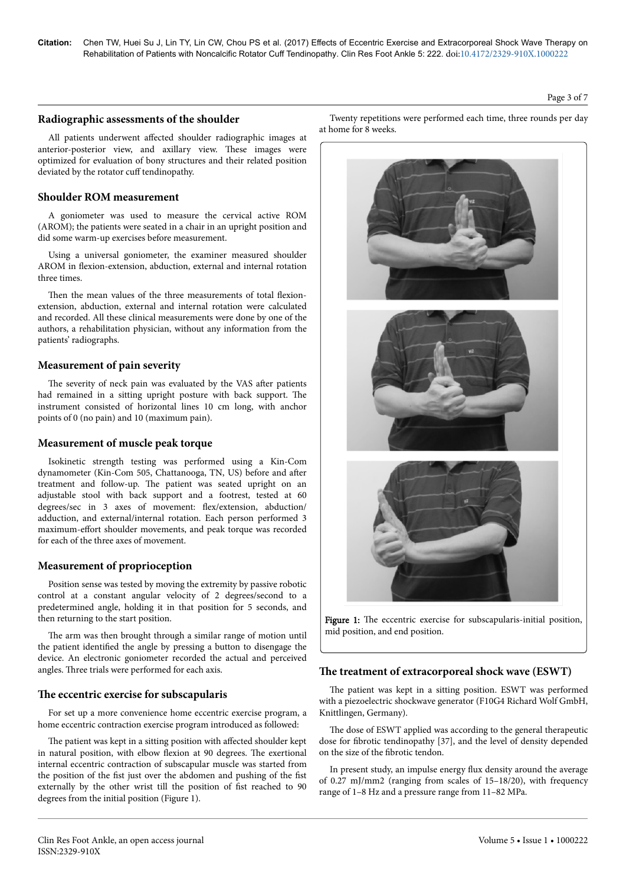## Radiographic assessments of the shoulder

All patients underwent affected shoulder radiographic images at anterior-posterior view, and axillary view. These images were optimized for evaluation of bony structures and their related position deviated by the rotator cuff tendinopathy.

## Shoulder ROM measurement

A goniometer was used to measure the cervical active ROM (AROM); the patients were seated in a chair in an upright position and did some warm-up exercises before measurement.

Using a universal goniometer, the examiner measured shoulder AROM in flexion-extension, abduction, external and internal rotation three times.

Then the mean values of the three measurements of total flexion-extension, abduction, external and internal rotation were calculated and recorded. All these clinical measurements were done by one of the authors, a rehabilitation physician, without any information from the patients' radiographs.

## Measurement of pain severity

The severity of neck pain was evaluated by the VAS after patients had remained in a sitting upright posture with back support. The instrument consisted of horizontal lines 10 cm long, with anchor points of 0 (no pain) and 10 (maximum pain).

## Measurement of muscle peak torque

Isokinetic strength testing was performed using a Kin-Com dynamometer (Kin-Com 505, Chattanooga, TN, US) before and after treatment and follow-up. The patient was seated upright on an adjustable stool with back support and a footrest, tested at 60 degrees/sec in 3 axes of movement: flex/extension, abduction/adduction, and external/internal rotation. Each person performed 3 maximum-effort shoulder movements, and peak torque was recorded for each of the three axes of movement.

## Measurement of proprioception

Position sense was tested by moving the extremity by passive robotic control at a constant angular velocity of 2 degrees/second to a predetermined angle, holding it in that position for 5 seconds, and then returning to the start position.

The arm was then brought through a similar range of motion until the patient identified the angle by pressing a button to disengage the device. An electronic goniometer recorded the actual and perceived angles. Three trials were performed for each axis.

## The eccentric exercise for subscapularis

For set up a more convenience home eccentric exercise program, a home eccentric contraction exercise program introduced as followed:

The patient was kept in a sitting position with affected shoulder kept in natural position, with elbow flexion at 90 degrees. The exertional internal eccentric contraction of subscapular muscle was started from the position of the fist just over the abdomen and pushing of the fist externally by the other wrist till the position of fist reached to 90 degrees from the initial position (Figure 1).

Twenty repetitions were performed each time, three rounds per day at home for 8 weeks.

**Figure 1:** The eccentric exercise for subscapularis-initial position, mid position, and end position.

## The treatment of extracorporeal shock wave (ESWT)

The patient was kept in a sitting position. ESWT was performed with a piezoelectric shockwave generator (F10G4 Richard Wolf GmbH, Knittlingen, Germany).

The dose of ESWT applied was according to the general therapeutic dose for fibrotic tendinopathy [37], and the level of density depended on the size of the fibrotic tendon.

In present study, an impulse energy flux density around the average of 0.27 mJ/mm2 (ranging from scales of 15–18/20), with frequency range of 1–8 Hz and a pressure range from 11–82 MPa.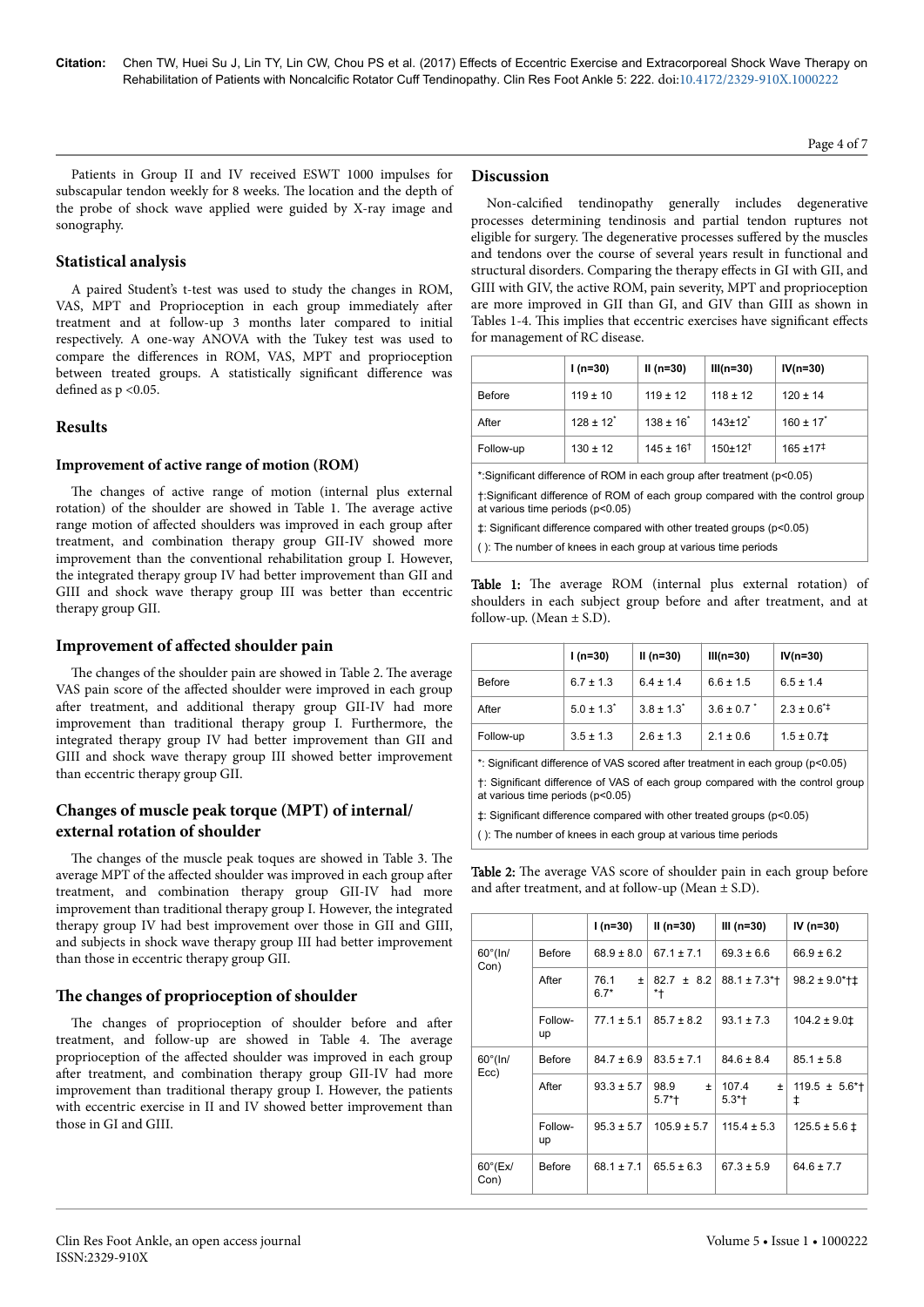Patients in Group II and IV received ESWT 1000 impulses for subscapular tendon weekly for 8 weeks. The location and the depth of the probe of shock wave applied were guided by X-ray image and sonography.

## Statistical analysis

A paired Student's t-test was used to study the changes in ROM, VAS, MPT and Proprioception in each group immediately after treatment and at follow-up 3 months later compared to initial respectively. A one-way ANOVA with the Tukey test was used to compare the differences in ROM, VAS, MPT and proprioception between treated groups. A statistically significant difference was defined as $p < 0.05$.

## Results

### Improvement of active range of motion (ROM)

The changes of active range of motion (internal plus external rotation) of the shoulder are showed in Table 1. The average active range motion of affected shoulders was improved in each group after treatment, and combination therapy group GII-IV showed more improvement than the conventional rehabilitation group I. However, the integrated therapy group IV had better improvement than GII and GIII and shock wave therapy group III was better than eccentric therapy group GII.

## Improvement of affected shoulder pain

The changes of the shoulder pain are showed in Table 2. The average VAS pain score of the affected shoulder were improved in each group after treatment, and additional therapy group GII-IV had more improvement than traditional therapy group I. Furthermore, the integrated therapy group IV had better improvement than GII and GIII and shock wave therapy group III showed better improvement than eccentric therapy group GII.

## Changes of muscle peak torque (MPT) of internal/external rotation of shoulder

The changes of the muscle peak toques are showed in Table 3. The average MPT of the affected shoulder was improved in each group after treatment, and combination therapy group GII-IV had more improvement than traditional therapy group I. However, the integrated therapy group IV had best improvement over those in GII and GIII, and subjects in shock wave therapy group III had better improvement than those in eccentric therapy group GII.

## The changes of proprioception of shoulder

The changes of proprioception of shoulder before and after treatment, and follow-up are showed in Table 4. The average proprioception of the affected shoulder was improved in each group after treatment, and combination therapy group GII-IV had more improvement than traditional therapy group I. However, the patients with eccentric exercise in II and IV showed better improvement than those in GI and GIII.

## Discussion

Non-calcified tendinopathy generally includes degenerative processes determining tendinosis and partial tendon ruptures not eligible for surgery. The degenerative processes suffered by the muscles and tendons over the course of several years result in functional and structural disorders. Comparing the therapy effects in GI with GII, and GIII with GIV, the active ROM, pain severity, MPT and proprioception are more improved in GII than GI, and GIV than GIII as shown in Tables 1-4. This implies that eccentric exercises have significant effects for management of RC disease.

| | I (n=30) | II (n=30) | III(n=30) | IV(n=30) |
|---|---|---|---|---|
| Before | 119 ± 10 | 119 ± 12 | 118 ± 12 | 120 ± 14 |
| After | 128 ± 12* | 138 ± 16* | 143±12* | 160 ± 17* |
| Follow-up | 130 ± 12 | 145 ± 16† | 150±12† | 165 ±17‡ |

*:Significant difference of ROM in each group after treatment ($p<0.05$)

†:Significant difference of ROM of each group compared with the control group at various time periods ($p<0.05$)

‡: Significant difference compared with other treated groups ($p<0.05$)

( ): The number of knees in each group at various time periods

**Table 1:** The average ROM (internal plus external rotation) of shoulders in each subject group before and after treatment, and at follow-up. (Mean ± S.D).

| | I (n=30) | II (n=30) | III(n=30) | IV(n=30) |
|---|---|---|---|---|
| Before | 6.7 ± 1.3 | 6.4 ± 1.4 | 6.6 ± 1.5 | 6.5 ± 1.4 |
| After | 5.0 ± 1.3* | 3.8 ± 1.3* | 3.6 ± 0.7 * | 2.3 ± 0.6*‡ |
| Follow-up | 3.5 ± 1.3 | 2.6 ± 1.3 | 2.1 ± 0.6 | 1.5 ± 0.7‡ |

*: Significant difference of VAS scored after treatment in each group ($p<0.05$)

†: Significant difference of VAS of each group compared with the control group at various time periods ($p<0.05$)

‡: Significant difference compared with other treated groups ($p<0.05$)

( ): The number of knees in each group at various time periods

**Table 2:** The average VAS score of shoulder pain in each group before and after treatment, and at follow-up (Mean ± S.D).

| | | I (n=30) | II (n=30) | III (n=30) | IV (n=30) |
|---|---|---|---|---|---|
| 60°(In/Con) | Before | 68.9 ± 8.0 | 67.1 ± 7.1 | 69.3 ± 6.6 | 66.9 ± 6.2 |
| | After | 76.1 ± 6.7* | 82.7 ± 8.2 *† | 88.1 ± 7.3*† | 98.2 ± 9.0*†‡ |
| | Follow-up | 77.1 ± 5.1 | 85.7 ± 8.2 | 93.1 ± 7.3 | 104.2 ± 9.0‡ |
| 60°(In/Ecc) | Before | 84.7 ± 6.9 | 83.5 ± 7.1 | 84.6 ± 8.4 | 85.1 ± 5.8 |
| | After | 93.3 ± 5.7 | 98.9 ± 5.7*† | 107.4 ± 5.3*† | 119.5 ± 5.6*† ‡ |
| | Follow-up | 95.3 ± 5.7 | 105.9 ± 5.7 | 115.4 ± 5.3 | 125.5 ± 5.6 ‡ |
| 60°(Ex/Con) | Before | 68.1 ± 7.1 | 65.5 ± 6.3 | 67.3 ± 5.9 | 64.6 ± 7.7 |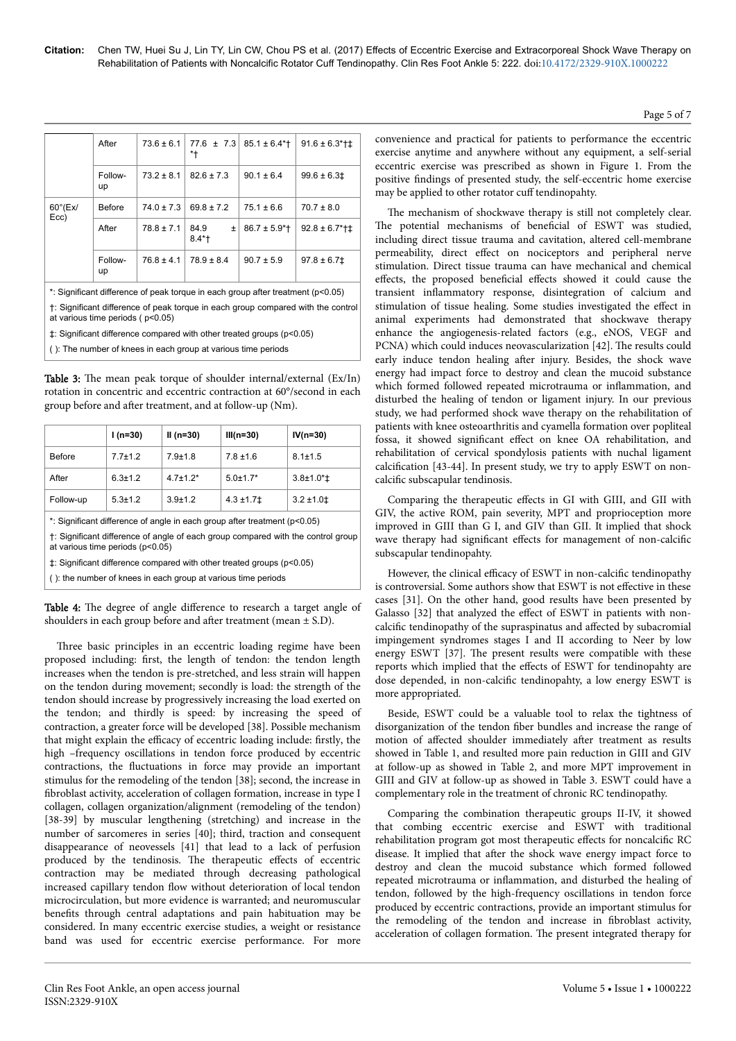| | | | | | |
|---|---|---|---|---|---|
| | After | 73.6 ± 6.1 | 77.6 ± 7.3 *† | 85.1 ± 6.4*† | 91.6 ± 6.3*†‡ |
| | Follow-up | 73.2 ± 8.1 | 82.6 ± 7.3 | 90.1 ± 6.4 | 99.6 ± 6.3‡ |
| 60°(Ex/Ecc) | Before | 74.0 ± 7.3 | 69.8 ± 7.2 | 75.1 ± 6.6 | 70.7 ± 8.0 |
| | After | 78.8 ± 7.1 | 84.9 ± 8.4*† | 86.7 ± 5.9*† | 92.8 ± 6.7*†‡ |
| | Follow-up | 76.8 ± 4.1 | 78.9 ± 8.4 | 90.7 ± 5.9 | 97.8 ± 6.7‡ |

*: Significant difference of peak torque in each group after treatment (p<0.05)

†: Significant difference of peak torque in each group compared with the control at various time periods ( p<0.05)

‡: Significant difference compared with other treated groups (p<0.05)

( ): The number of knees in each group at various time periods

**Table 3:** The mean peak torque of shoulder internal/external (Ex/In) rotation in concentric and eccentric contraction at 60°/second in each group before and after treatment, and at follow-up (Nm).

| | I (n=30) | II (n=30) | III(n=30) | IV(n=30) |
|---|---|---|---|---|
| Before | 7.7±1.2 | 7.9±1.8 | 7.8 ±1.6 | 8.1±1.5 |
| After | 6.3±1.2 | 4.7±1.2* | 5.0±1.7* | 3.8±1.0*‡ |
| Follow-up | 5.3±1.2 | 3.9±1.2 | 4.3 ±1.7‡ | 3.2 ±1.0‡ |

*: Significant difference of angle in each group after treatment (p<0.05)

†: Significant difference of angle of each group compared with the control group at various time periods (p<0.05)

‡: Significant difference compared with other treated groups (p<0.05)

( ): the number of knees in each group at various time periods

**Table 4:** The degree of angle difference to research a target angle of shoulders in each group before and after treatment (mean ± S.D).

Three basic principles in an eccentric loading regime have been proposed including: first, the length of tendon: the tendon length increases when the tendon is pre-stretched, and less strain will happen on the tendon during movement; secondly is load: the strength of the tendon should increase by progressively increasing the load exerted on the tendon; and thirdly is speed: by increasing the speed of contraction, a greater force will be developed [38]. Possible mechanism that might explain the efficacy of eccentric loading include: firstly, the high –frequency oscillations in tendon force produced by eccentric contractions, the fluctuations in force may provide an important stimulus for the remodeling of the tendon [38]; second, the increase in fibroblast activity, acceleration of collagen formation, increase in type I collagen, collagen organization/alignment (remodeling of the tendon) [38-39] by muscular lengthening (stretching) and increase in the number of sarcomeres in series [40]; third, traction and consequent disappearance of neovessels [41] that lead to a lack of perfusion produced by the tendinosis. The therapeutic effects of eccentric contraction may be mediated through decreasing pathological increased capillary tendon flow without deterioration of local tendon microcirculation, but more evidence is warranted; and neuromuscular benefits through central adaptations and pain habituation may be considered. In many eccentric exercise studies, a weight or resistance band was used for eccentric exercise performance. For more convenience and practical for patients to performance the eccentric exercise anytime and anywhere without any equipment, a self-serial eccentric exercise was prescribed as shown in Figure 1. From the positive findings of presented study, the self-eccentric home exercise may be applied to other rotator cuff tendinopahty.

The mechanism of shockwave therapy is still not completely clear. The potential mechanisms of beneficial of ESWT was studied, including direct tissue trauma and cavitation, altered cell-membrane permeability, direct effect on nociceptors and peripheral nerve stimulation. Direct tissue trauma can have mechanical and chemical effects, the proposed beneficial effects showed it could cause the transient inflammatory response, disintegration of calcium and stimulation of tissue healing. Some studies investigated the effect in animal experiments had demonstrated that shockwave therapy enhance the angiogenesis-related factors (e.g., eNOS, VEGF and PCNA) which could induces neovascularization [42]. The results could early induce tendon healing after injury. Besides, the shock wave energy had impact force to destroy and clean the mucoid substance which formed followed repeated microtrauma or inflammation, and disturbed the healing of tendon or ligament injury. In our previous study, we had performed shock wave therapy on the rehabilitation of patients with knee osteoarthritis and cyamella formation over popliteal fossa, it showed significant effect on knee OA rehabilitation, and rehabilitation of cervical spondylosis patients with nuchal ligament calcification [43-44]. In present study, we try to apply ESWT on non-calcific subscapular tendinosis.

Comparing the therapeutic effects in GI with GIII, and GII with GIV, the active ROM, pain severity, MPT and proprioception more improved in GIII than G I, and GIV than GII. It implied that shock wave therapy had significant effects for management of non-calcific subscapular tendinopahty.

However, the clinical efficacy of ESWT in non-calcific tendinopathy is controversial. Some authors show that ESWT is not effective in these cases [31]. On the other hand, good results have been presented by Galasso [32] that analyzed the effect of ESWT in patients with non-calcific tendinopathy of the supraspinatus and affected by subacromial impingement syndromes stages I and II according to Neer by low energy ESWT [37]. The present results were compatible with these reports which implied that the effects of ESWT for tendinopathy are dose depended, in non-calcific tendinopahty, a low energy ESWT is more appropriated.

Beside, ESWT could be a valuable tool to relax the tightness of disorganization of the tendon fiber bundles and increase the range of motion of affected shoulder immediately after treatment as results showed in Table 1, and resulted more pain reduction in GIII and GIV at follow-up as showed in Table 2, and more MPT improvement in GIII and GIV at follow-up as showed in Table 3. ESWT could have a complementary role in the treatment of chronic RC tendinopathy.

Comparing the combination therapeutic groups II-IV, it showed that combing eccentric exercise and ESWT with traditional rehabilitation program got most therapeutic effects for noncalcific RC disease. It implied that after the shock wave energy impact force to destroy and clean the mucoid substance which formed followed repeated microtrauma or inflammation, and disturbed the healing of tendon, followed by the high-frequency oscillations in tendon force produced by eccentric contractions, provide an important stimulus for the remodeling of the tendon and increase in fibroblast activity, acceleration of collagen formation. The present integrated therapy for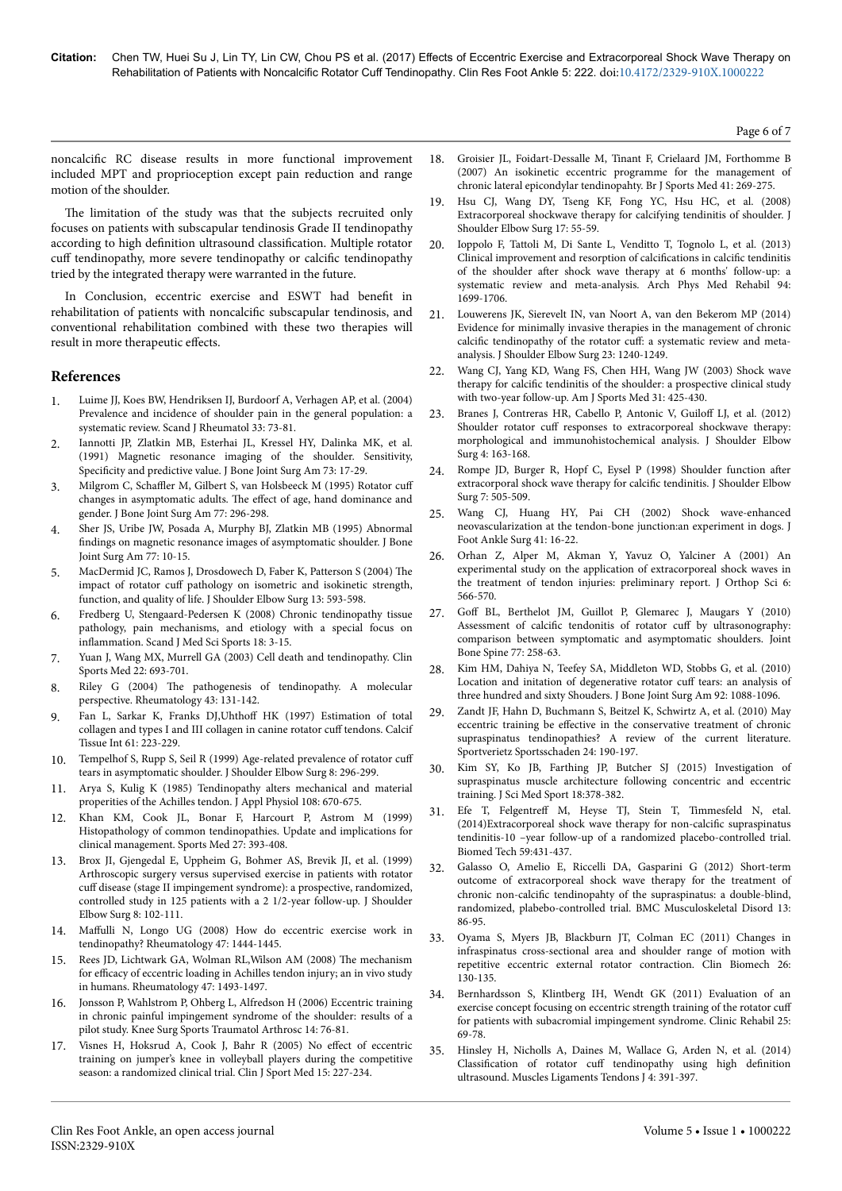noncalcific RC disease results in more functional improvement included MPT and proprioception except pain reduction and range motion of the shoulder.

The limitation of the study was that the subjects recruited only focuses on patients with subscapular tendinosis Grade II tendinopathy according to high definition ultrasound classification. Multiple rotator cuff tendinopathy, more severe tendinopathy or calcific tendinopathy tried by the integrated therapy were warranted in the future.

In Conclusion, eccentric exercise and ESWT had benefit in rehabilitation of patients with noncalcific subscapular tendinosis, and conventional rehabilitation combined with these two therapies will result in more therapeutic effects.

# References

1. Luime JJ, Koes BW, Hendriksen IJ, Burdoorf A, Verhagen AP, et al. (2004) Prevalence and incidence of shoulder pain in the general population: a systematic review. Scand J Rheumatol 33: 73-81.
2. Iannotti JP, Zlatkin MB, Esterhai JL, Kressel HY, Dalinka MK, et al. (1991) Magnetic resonance imaging of the shoulder. Sensitivity, Specificity and predictive value. J Bone Joint Surg Am 73: 17-29.
3. Milgrom C, Schaffler M, Gilbert S, van Holsbeeck M (1995) Rotator cuff changes in asymptomatic adults. The effect of age, hand dominance and gender. J Bone Joint Surg Am 77: 296-298.
4. Sher JS, Uribe JW, Posada A, Murphy BJ, Zlatkin MB (1995) Abnormal findings on magnetic resonance images of asymptomatic shoulder. J Bone Joint Surg Am 77: 10-15.
5. MacDermid JC, Ramos J, Drosdowech D, Faber K, Patterson S (2004) The impact of rotator cuff pathology on isometric and isokinetic strength, function, and quality of life. J Shoulder Elbow Surg 13: 593-598.
6. Fredberg U, Stengaard-Pedersen K (2008) Chronic tendinopathy tissue pathology, pain mechanisms, and etiology with a special focus on inflammation. Scand J Med Sci Sports 18: 3-15.
7. Yuan J, Wang MX, Murrell GA (2003) Cell death and tendinopathy. Clin Sports Med 22: 693-701.
8. Riley G (2004) The pathogenesis of tendinopathy. A molecular perspective. Rheumatology 43: 131-142.
9. Fan L, Sarkar K, Franks DJ,Uhthoff HK (1997) Estimation of total collagen and types I and III collagen in canine rotator cuff tendons. Calcif Tissue Int 61: 223-229.
10. Tempelhof S, Rupp S, Seil R (1999) Age-related prevalence of rotator cuff tears in asymptomatic shoulder. J Shoulder Elbow Surg 8: 296-299.
11. Arya S, Kulig K (1985) Tendinopathy alters mechanical and material properities of the Achilles tendon. J Appl Physiol 108: 670-675.
12. Khan KM, Cook JL, Bonar F, Harcourt P, Astrom M (1999) Histopathology of common tendinopathies. Update and implications for clinical management. Sports Med 27: 393-408.
13. Brox JI, Gjengedal E, Uppheim G, Bohmer AS, Brevik JI, et al. (1999) Arthroscopic surgery versus supervised exercise in patients with rotator cuff disease (stage II impingement syndrome): a prospective, randomized, controlled study in 125 patients with a 2 1/2-year follow-up. J Shoulder Elbow Surg 8: 102-111.
14. Maffulli N, Longo UG (2008) How do eccentric exercise work in tendinopathy? Rheumatology 47: 1444-1445.
15. Rees JD, Lichtwark GA, Wolman RL,Wilson AM (2008) The mechanism for efficacy of eccentric loading in Achilles tendon injury; an in vivo study in humans. Rheumatology 47: 1493-1497.
16. Jonsson P, Wahlstrom P, Ohberg L, Alfredson H (2006) Eccentric training in chronic painful impingement syndrome of the shoulder: results of a pilot study. Knee Surg Sports Traumatol Arthrosc 14: 76-81.
17. Visnes H, Hoksrud A, Cook J, Bahr R (2005) No effect of eccentric training on jumper's knee in volleyball players during the competitive season: a randomized clinical trial. Clin J Sport Med 15: 227-234.
18. Groisier JL, Foidart-Dessalle M, Tinant F, Crielaard JM, Forthomme B (2007) An isokinetic eccentric programme for the management of chronic lateral epicondylar tendinopahty. Br J Sports Med 41: 269-275.
19. Hsu CJ, Wang DY, Tseng KF, Fong YC, Hsu HC, et al. (2008) Extracorporeal shockwave therapy for calcifying tendinitis of shoulder. J Shoulder Elbow Surg 17: 55-59.
20. Ioppolo F, Tattoli M, Di Sante L, Venditto T, Tognolo L, et al. (2013) Clinical improvement and resorption of calcifications in calcific tendinitis of the shoulder after shock wave therapy at 6 months' follow-up: a systematic review and meta-analysis. Arch Phys Med Rehabil 94: 1699-1706.
21. Louwerens JK, Sierevelt IN, van Noort A, van den Bekerom MP (2014) Evidence for minimally invasive therapies in the management of chronic calcific tendinopathy of the rotator cuff: a systematic review and meta-analysis. J Shoulder Elbow Surg 23: 1240-1249.
22. Wang CJ, Yang KD, Wang FS, Chen HH, Wang JW (2003) Shock wave therapy for calcific tendinitis of the shoulder: a prospective clinical study with two-year follow-up. Am J Sports Med 31: 425-430.
23. Branes J, Contreras HR, Cabello P, Antonic V, Guiloff LJ, et al. (2012) Shoulder rotator cuff responses to extracorporeal shockwave therapy: morphological and immunohistochemical analysis. J Shoulder Elbow Surg 4: 163-168.
24. Rompe JD, Burger R, Hopf C, Eysel P (1998) Shoulder function after extracorporal shock wave therapy for calcific tendinitis. J Shoulder Elbow Surg 7: 505-509.
25. Wang CJ, Huang HY, Pai CH (2002) Shock wave-enhanced neovascularization at the tendon-bone junction:an experiment in dogs. J Foot Ankle Surg 41: 16-22.
26. Orhan Z, Alper M, Akman Y, Yavuz O, Yalciner A (2001) An experimental study on the application of extracorporeal shock waves in the treatment of tendon injuries: preliminary report. J Orthop Sci 6: 566-570.
27. Goff BL, Berthelot JM, Guillot P, Glemarec J, Maugars Y (2010) Assessment of calcific tendonitis of rotator cuff by ultrasonography: comparison between symptomatic and asymptomatic shoulders. Joint Bone Spine 77: 258-63.
28. Kim HM, Dahiya N, Teefey SA, Middleton WD, Stobbs G, et al. (2010) Location and initation of degenerative rotator cuff tears: an analysis of three hundred and sixty Shouders. J Bone Joint Surg Am 92: 1088-1096.
29. Zandt JF, Hahn D, Buchmann S, Beitzel K, Schwirtz A, et al. (2010) May eccentric training be effective in the conservative treatment of chronic supraspinatus tendinopathies? A review of the current literature. Sportverietz Sportsschaden 24: 190-197.
30. Kim SY, Ko JB, Farthing JP, Butcher SJ (2015) Investigation of supraspinatus muscle architecture following concentric and eccentric training. J Sci Med Sport 18:378-382.
31. Efe T, Felgentreff M, Heyse TJ, Stein T, Timmesfeld N, etal. (2014)Extracorporeal shock wave therapy for non-calcific supraspinatus tendinitis-10 –year follow-up of a randomized placebo-controlled trial. Biomed Tech 59:431-437.
32. Galasso O, Amelio E, Riccelli DA, Gasparini G (2012) Short-term outcome of extracorporeal shock wave therapy for the treatment of chronic non-calcific tendinopahty of the supraspinatus: a double-blind, randomized, plabebo-controlled trial. BMC Musculoskeletal Disord 13: 86-95.
33. Oyama S, Myers JB, Blackburn JT, Colman EC (2011) Changes in infraspinatus cross-sectional area and shoulder range of motion with repetitive eccentric external rotator contraction. Clin Biomech 26: 130-135.
34. Bernhardsson S, Klintberg IH, Wendt GK (2011) Evaluation of an exercise concept focusing on eccentric strength training of the rotator cuff for patients with subacromial impingement syndrome. Clinic Rehabil 25: 69-78.
35. Hinsley H, Nicholls A, Daines M, Wallace G, Arden N, et al. (2014) Classification of rotator cuff tendinopathy using high definition ultrasound. Muscles Ligaments Tendons J 4: 391-397.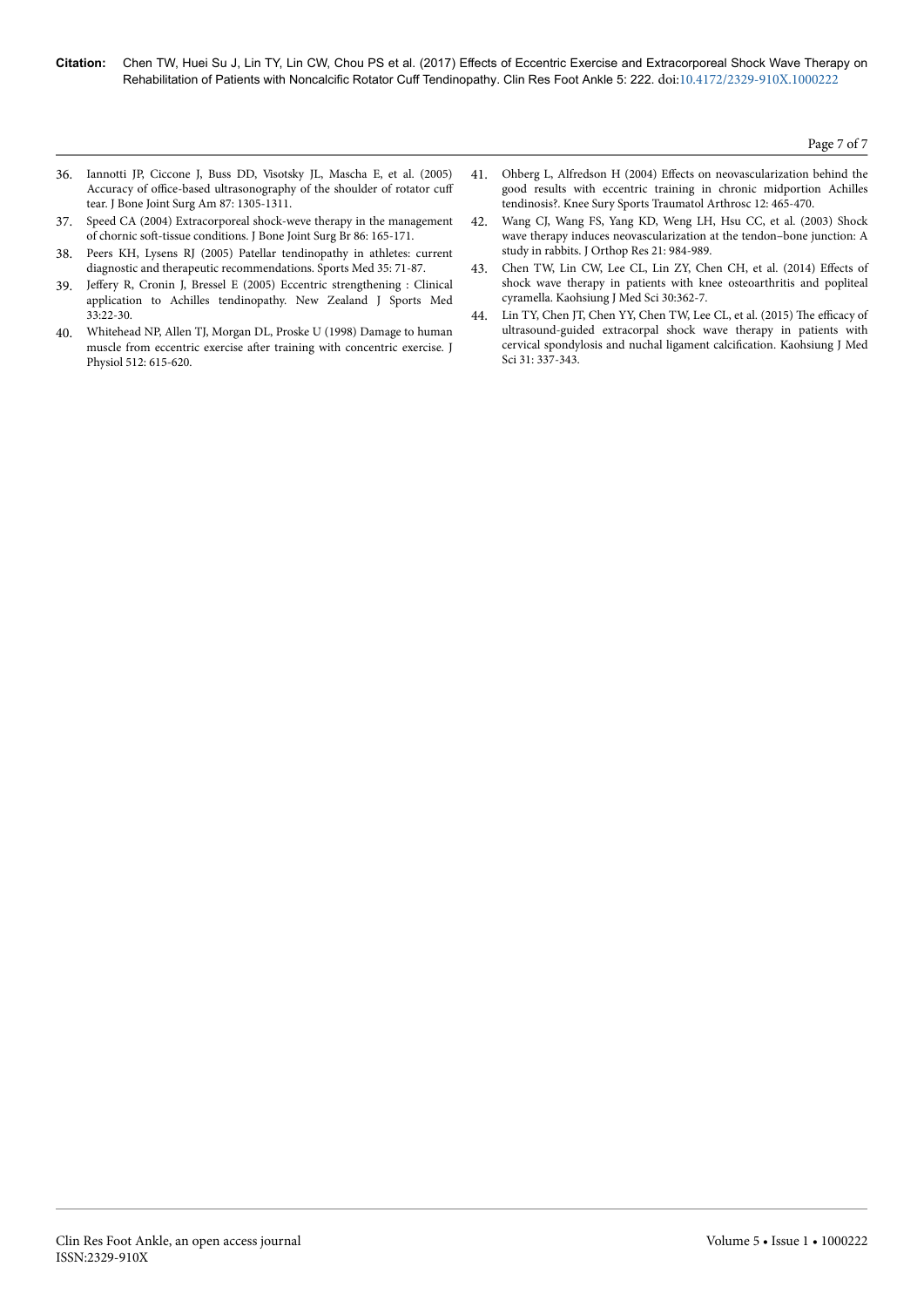36. Iannotti JP, Ciccone J, Buss DD, Visotsky JL, Mascha E, et al. (2005) Accuracy of office-based ultrasonography of the shoulder of rotator cuff tear. J Bone Joint Surg Am 87: 1305-1311.
37. Speed CA (2004) Extracorporeal shock-weve therapy in the management of chornic soft-tissue conditions. J Bone Joint Surg Br 86: 165-171.
38. Peers KH, Lysens RJ (2005) Patellar tendinopathy in athletes: current diagnostic and therapeutic recommendations. Sports Med 35: 71-87.
39. Jeffery R, Cronin J, Bressel E (2005) Eccentric strengthening : Clinical application to Achilles tendinopathy. New Zealand J Sports Med 33:22-30.
40. Whitehead NP, Allen TJ, Morgan DL, Proske U (1998) Damage to human muscle from eccentric exercise after training with concentric exercise. J Physiol 512: 615-620.
41. Ohberg L, Alfredson H (2004) Effects on neovascularization behind the good results with eccentric training in chronic midportion Achilles tendinosis?. Knee Sury Sports Traumatol Arthrosc 12: 465-470.
42. Wang CJ, Wang FS, Yang KD, Weng LH, Hsu CC, et al. (2003) Shock wave therapy induces neovascularization at the tendon–bone junction: A study in rabbits. J Orthop Res 21: 984-989.
43. Chen TW, Lin CW, Lee CL, Lin ZY, Chen CH, et al. (2014) Effects of shock wave therapy in patients with knee osteoarthritis and popliteal cyramella. Kaohsiung J Med Sci 30:362-7.
44. Lin TY, Chen JT, Chen YY, Chen TW, Lee CL, et al. (2015) The efficacy of ultrasound-guided extracorpal shock wave therapy in patients with cervical spondylosis and nuchal ligament calcification. Kaohsiung J Med Sci 31: 337-343.